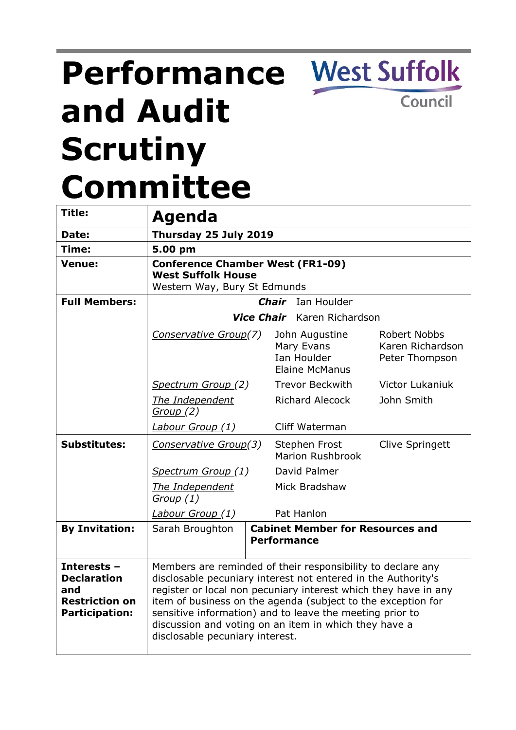# Performance and Audit Scrutiny Committee

West Suffolk Council

| Title: | **Agenda** | | |
|---|---|---|---|
| **Date:** | **Thursday 25 July 2019** | | |
| **Time:** | **5.00 pm** | | |
| **Venue:** | **Conference Chamber West (FR1-09)** **West Suffolk House** Western Way, Bury St Edmunds | | |
| **Full Members:** | ***Chair*** Ian Houlder | | |
| | ***Vice Chair*** Karen Richardson | | |
| | *Conservative Group(7)* | John Augustine Mary Evans Ian Houlder Elaine McManus | Robert Nobbs Karen Richardson Peter Thompson |
| | *Spectrum Group (2)* | Trevor Beckwith | Victor Lukaniuk |
| | *The Independent Group (2)* | Richard Alecock | John Smith |
| | *Labour Group (1)* | Cliff Waterman | |
| **Substitutes:** | *Conservative Group(3)* | Stephen Frost Marion Rushbrook | Clive Springett |
| | *Spectrum Group (1)* | David Palmer | |
| | *The Independent Group (1)* | Mick Bradshaw | |
| | *Labour Group (1)* | Pat Hanlon | |
| **By Invitation:** | Sarah Broughton | **Cabinet Member for Resources and Performance** | |
| **Interests – Declaration and Restriction on Participation:** | Members are reminded of their responsibility to declare any disclosable pecuniary interest not entered in the Authority's register or local non pecuniary interest which they have in any item of business on the agenda (subject to the exception for sensitive information) and to leave the meeting prior to discussion and voting on an item in which they have a disclosable pecuniary interest. | | |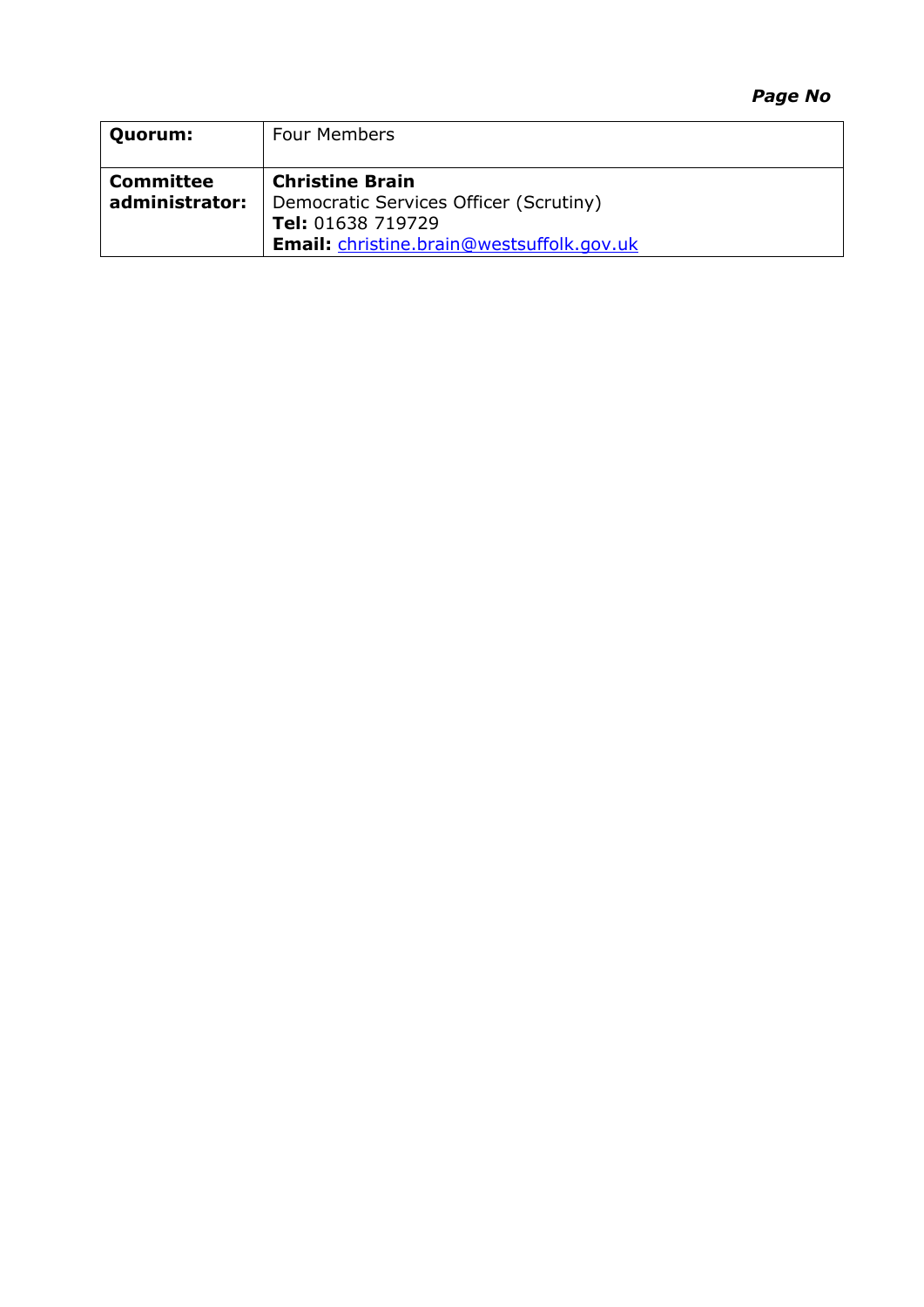***Page No***

| **Quorum:** | Four Members |
| --- | --- |
| **Committee administrator:** | **Christine Brain**<br>Democratic Services Officer (Scrutiny)<br>**Tel:** 01638 719729<br>**Email:** christine.brain@westsuffolk.gov.uk |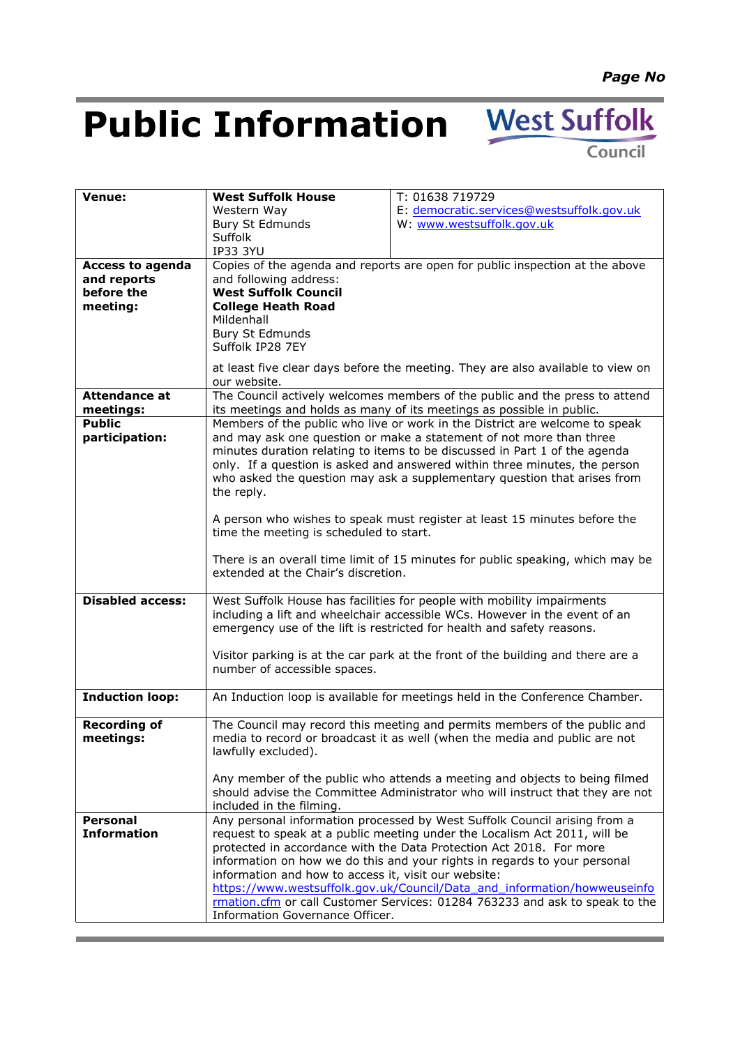# Public Information

West Suffolk Council

| | | |
|---|---|---|
| **Venue:** | **West Suffolk House**<br>Western Way<br>Bury St Edmunds<br>Suffolk<br>IP33 3YU | T: 01638 719729<br>E: democratic.services@westsuffolk.gov.uk<br>W: www.westsuffolk.gov.uk |
| **Access to agenda and reports before the meeting:** | Copies of the agenda and reports are open for public inspection at the above and following address:<br>**West Suffolk Council**<br>**College Heath Road**<br>Mildenhall<br>Bury St Edmunds<br>Suffolk IP28 7EY<br><br>at least five clear days before the meeting. They are also available to view on our website. | |
| **Attendance at meetings:** | The Council actively welcomes members of the public and the press to attend its meetings and holds as many of its meetings as possible in public. | |
| **Public participation:** | Members of the public who live or work in the District are welcome to speak and may ask one question or make a statement of not more than three minutes duration relating to items to be discussed in Part 1 of the agenda only. If a question is asked and answered within three minutes, the person who asked the question may ask a supplementary question that arises from the reply.<br><br>A person who wishes to speak must register at least 15 minutes before the time the meeting is scheduled to start.<br><br>There is an overall time limit of 15 minutes for public speaking, which may be extended at the Chair's discretion. | |
| **Disabled access:** | West Suffolk House has facilities for people with mobility impairments including a lift and wheelchair accessible WCs. However in the event of an emergency use of the lift is restricted for health and safety reasons.<br><br>Visitor parking is at the car park at the front of the building and there are a number of accessible spaces. | |
| **Induction loop:** | An Induction loop is available for meetings held in the Conference Chamber. | |
| **Recording of meetings:** | The Council may record this meeting and permits members of the public and media to record or broadcast it as well (when the media and public are not lawfully excluded).<br><br>Any member of the public who attends a meeting and objects to being filmed should advise the Committee Administrator who will instruct that they are not included in the filming. | |
| **Personal Information** | Any personal information processed by West Suffolk Council arising from a request to speak at a public meeting under the Localism Act 2011, will be protected in accordance with the Data Protection Act 2018. For more information on how we do this and your rights in regards to your personal information and how to access it, visit our website: https://www.westsuffolk.gov.uk/Council/Data_and_information/howweuseinformation.cfm or call Customer Services: 01284 763233 and ask to speak to the Information Governance Officer. | |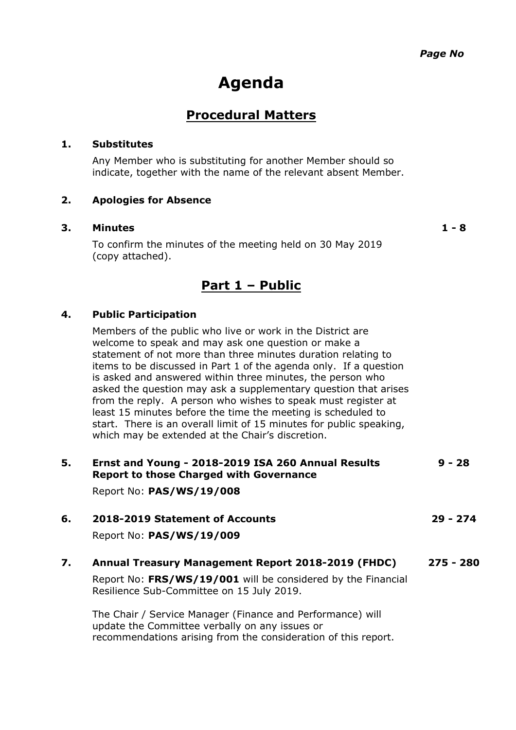*Page No*

# Agenda

## Procedural Matters

**1. Substitutes**

Any Member who is substituting for another Member should so indicate, together with the name of the relevant absent Member.

**2. Apologies for Absence**

**3. Minutes** — **1 - 8**

To confirm the minutes of the meeting held on 30 May 2019 (copy attached).

## Part 1 – Public

**4. Public Participation**

Members of the public who live or work in the District are welcome to speak and may ask one question or make a statement of not more than three minutes duration relating to items to be discussed in Part 1 of the agenda only. If a question is asked and answered within three minutes, the person who asked the question may ask a supplementary question that arises from the reply. A person who wishes to speak must register at least 15 minutes before the time the meeting is scheduled to start. There is an overall limit of 15 minutes for public speaking, which may be extended at the Chair's discretion.

**5. Ernst and Young - 2018-2019 ISA 260 Annual Results Report to those Charged with Governance** — **9 - 28**

Report No: **PAS/WS/19/008**

**6. 2018-2019 Statement of Accounts** — **29 - 274**

Report No: **PAS/WS/19/009**

**7. Annual Treasury Management Report 2018-2019 (FHDC)** — **275 - 280**

Report No: **FRS/WS/19/001** will be considered by the Financial Resilience Sub-Committee on 15 July 2019.

The Chair / Service Manager (Finance and Performance) will update the Committee verbally on any issues or recommendations arising from the consideration of this report.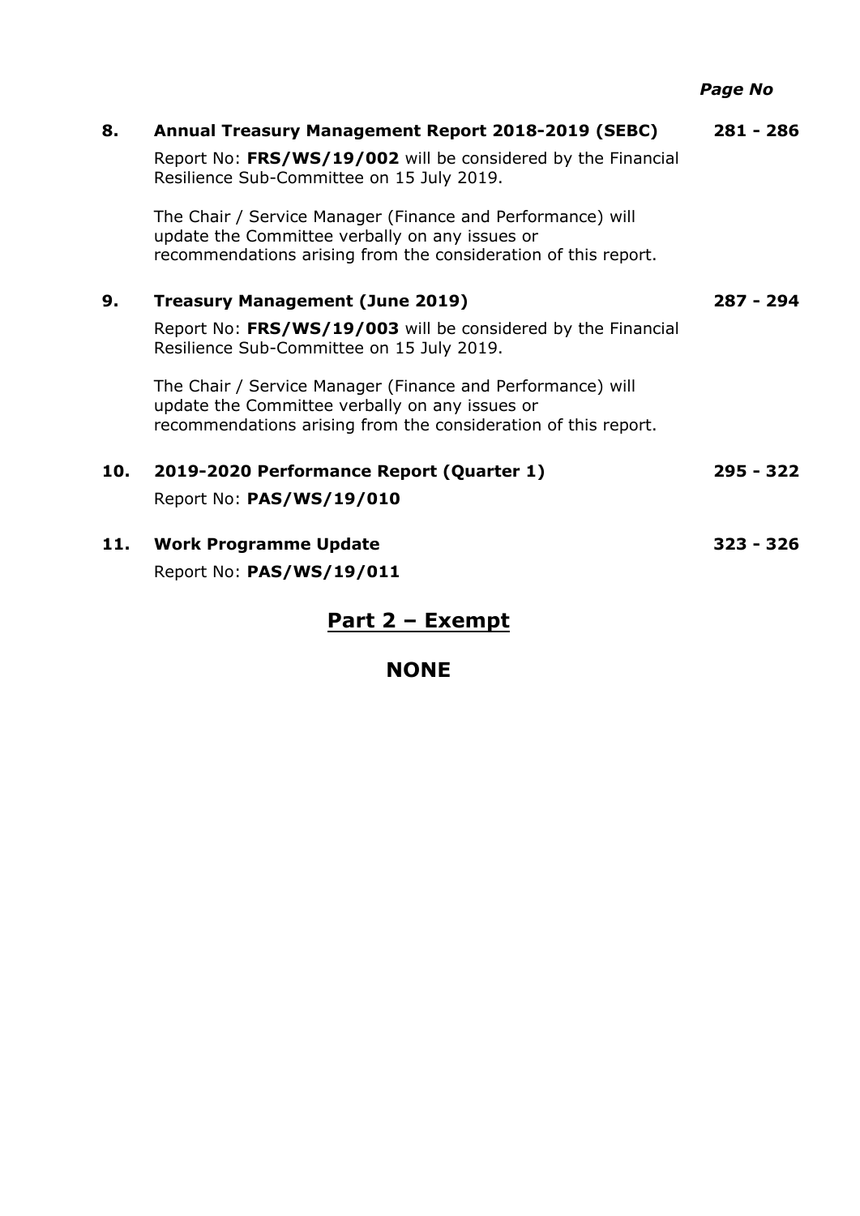| | | Page No |
|---|---|---|
| **8.** | **Annual Treasury Management Report 2018-2019 (SEBC)** | **281 - 286** |
| | Report No: **FRS/WS/19/002** will be considered by the Financial Resilience Sub-Committee on 15 July 2019. | |
| | The Chair / Service Manager (Finance and Performance) will update the Committee verbally on any issues or recommendations arising from the consideration of this report. | |
| **9.** | **Treasury Management (June 2019)** | **287 - 294** |
| | Report No: **FRS/WS/19/003** will be considered by the Financial Resilience Sub-Committee on 15 July 2019. | |
| | The Chair / Service Manager (Finance and Performance) will update the Committee verbally on any issues or recommendations arising from the consideration of this report. | |
| **10.** | **2019-2020 Performance Report (Quarter 1)** | **295 - 322** |
| | Report No: **PAS/WS/19/010** | |
| **11.** | **Work Programme Update** | **323 - 326** |
| | Report No: **PAS/WS/19/011** | |

## Part 2 – Exempt

## NONE